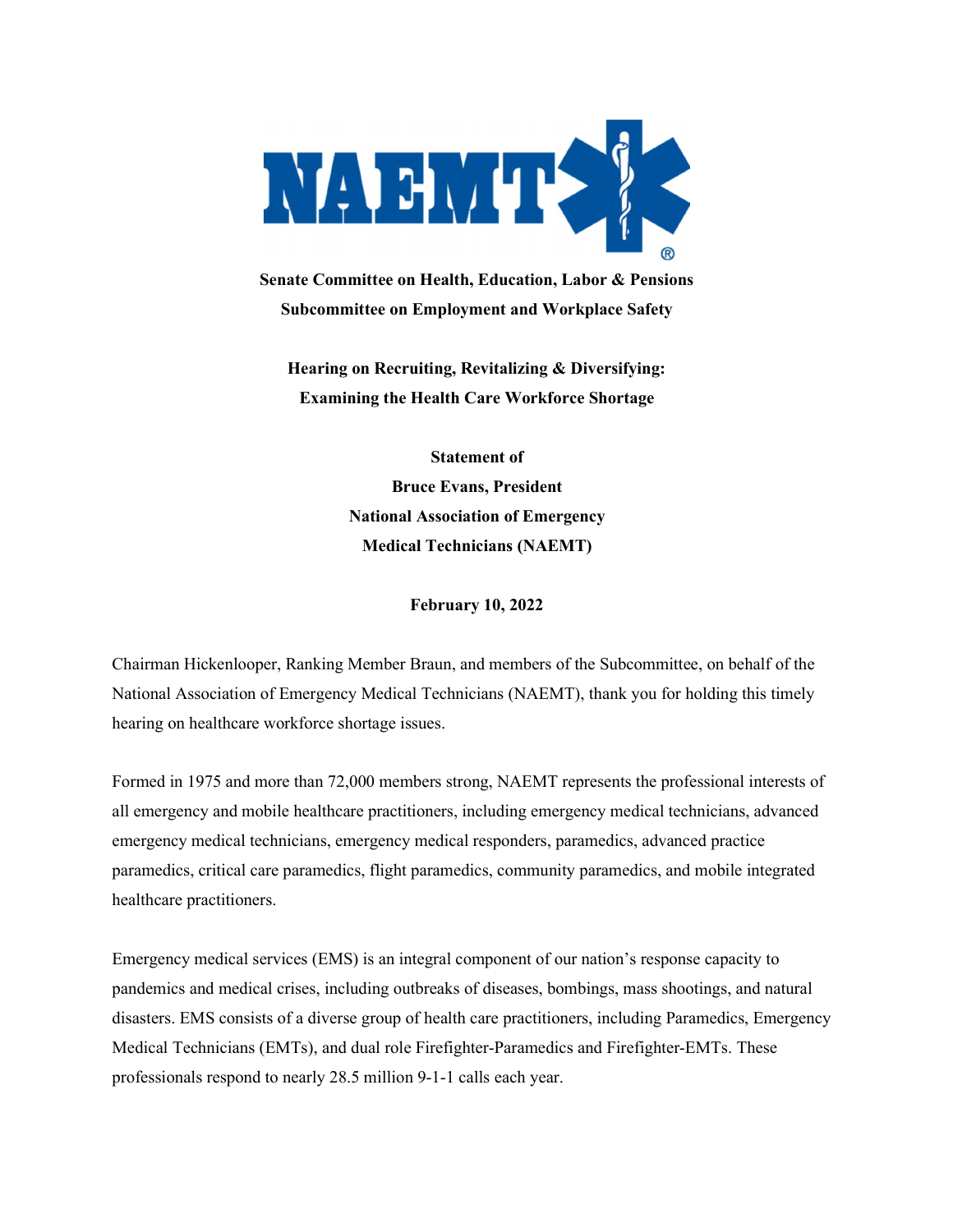**Senate Committee on Health, Education, Labor & Pensions**
**Subcommittee on Employment and Workplace Safety**

**Hearing on Recruiting, Revitalizing & Diversifying:**
**Examining the Health Care Workforce Shortage**

**Statement of**
**Bruce Evans, President**
**National Association of Emergency**
**Medical Technicians (NAEMT)**

**February 10, 2022**

Chairman Hickenlooper, Ranking Member Braun, and members of the Subcommittee, on behalf of the National Association of Emergency Medical Technicians (NAEMT), thank you for holding this timely hearing on healthcare workforce shortage issues.

Formed in 1975 and more than 72,000 members strong, NAEMT represents the professional interests of all emergency and mobile healthcare practitioners, including emergency medical technicians, advanced emergency medical technicians, emergency medical responders, paramedics, advanced practice paramedics, critical care paramedics, flight paramedics, community paramedics, and mobile integrated healthcare practitioners.

Emergency medical services (EMS) is an integral component of our nation's response capacity to pandemics and medical crises, including outbreaks of diseases, bombings, mass shootings, and natural disasters. EMS consists of a diverse group of health care practitioners, including Paramedics, Emergency Medical Technicians (EMTs), and dual role Firefighter-Paramedics and Firefighter-EMTs. These professionals respond to nearly 28.5 million 9-1-1 calls each year.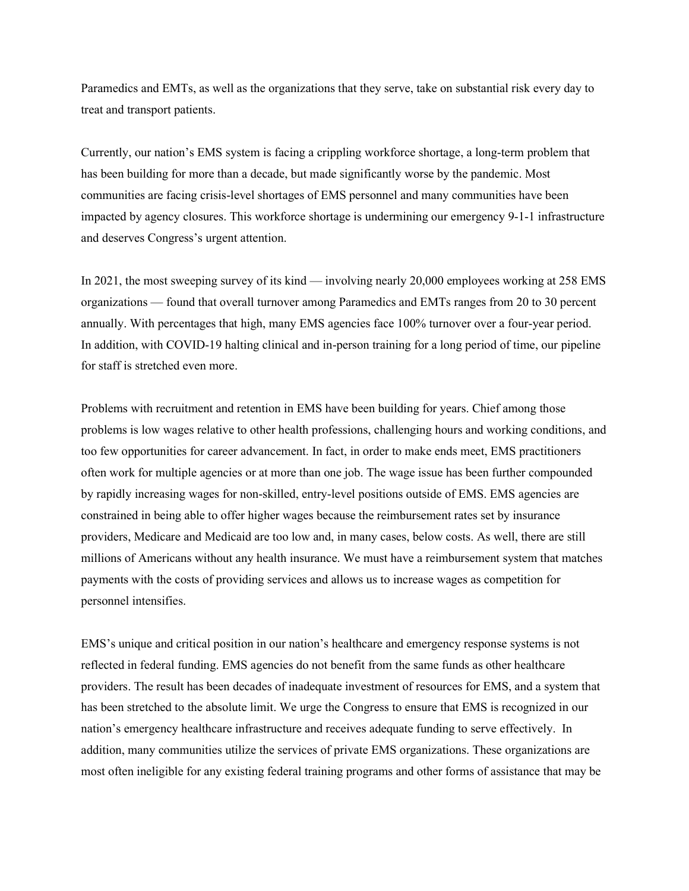Paramedics and EMTs, as well as the organizations that they serve, take on substantial risk every day to treat and transport patients.

Currently, our nation's EMS system is facing a crippling workforce shortage, a long-term problem that has been building for more than a decade, but made significantly worse by the pandemic. Most communities are facing crisis-level shortages of EMS personnel and many communities have been impacted by agency closures. This workforce shortage is undermining our emergency 9-1-1 infrastructure and deserves Congress's urgent attention.

In 2021, the most sweeping survey of its kind — involving nearly 20,000 employees working at 258 EMS organizations — found that overall turnover among Paramedics and EMTs ranges from 20 to 30 percent annually. With percentages that high, many EMS agencies face 100% turnover over a four-year period. In addition, with COVID-19 halting clinical and in-person training for a long period of time, our pipeline for staff is stretched even more.

Problems with recruitment and retention in EMS have been building for years. Chief among those problems is low wages relative to other health professions, challenging hours and working conditions, and too few opportunities for career advancement. In fact, in order to make ends meet, EMS practitioners often work for multiple agencies or at more than one job. The wage issue has been further compounded by rapidly increasing wages for non-skilled, entry-level positions outside of EMS. EMS agencies are constrained in being able to offer higher wages because the reimbursement rates set by insurance providers, Medicare and Medicaid are too low and, in many cases, below costs. As well, there are still millions of Americans without any health insurance. We must have a reimbursement system that matches payments with the costs of providing services and allows us to increase wages as competition for personnel intensifies.

EMS's unique and critical position in our nation's healthcare and emergency response systems is not reflected in federal funding. EMS agencies do not benefit from the same funds as other healthcare providers. The result has been decades of inadequate investment of resources for EMS, and a system that has been stretched to the absolute limit. We urge the Congress to ensure that EMS is recognized in our nation's emergency healthcare infrastructure and receives adequate funding to serve effectively. In addition, many communities utilize the services of private EMS organizations. These organizations are most often ineligible for any existing federal training programs and other forms of assistance that may be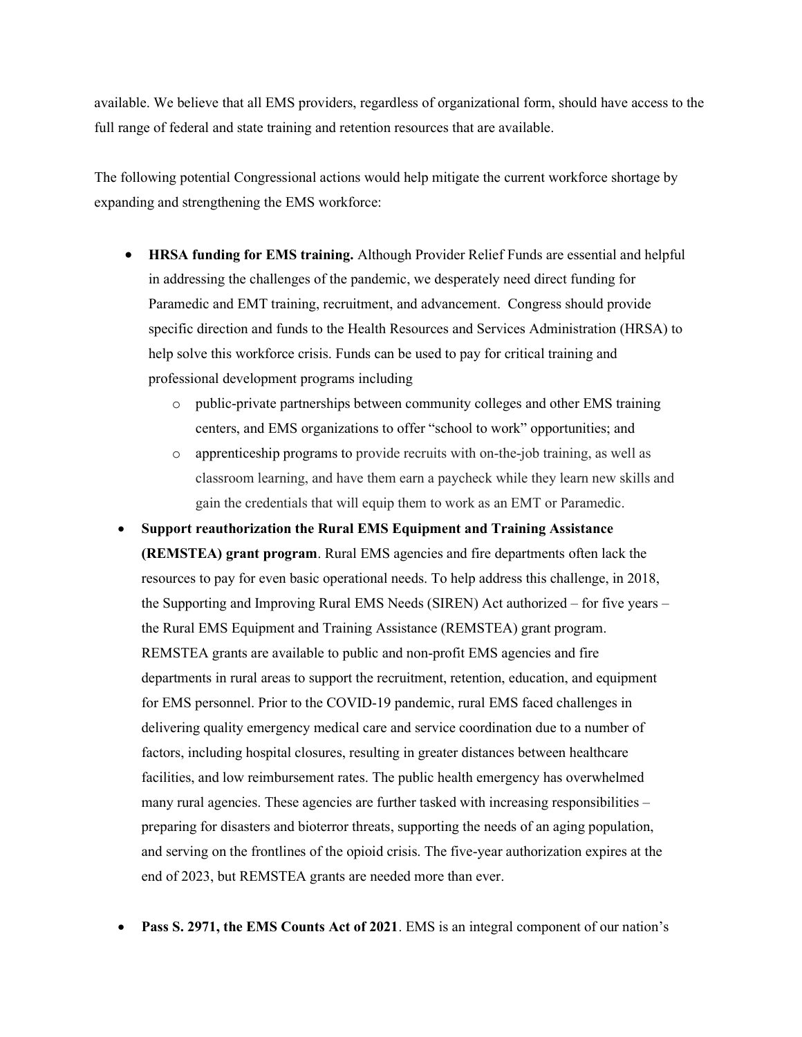available. We believe that all EMS providers, regardless of organizational form, should have access to the full range of federal and state training and retention resources that are available.

The following potential Congressional actions would help mitigate the current workforce shortage by expanding and strengthening the EMS workforce:

- **HRSA funding for EMS training.** Although Provider Relief Funds are essential and helpful in addressing the challenges of the pandemic, we desperately need direct funding for Paramedic and EMT training, recruitment, and advancement. Congress should provide specific direction and funds to the Health Resources and Services Administration (HRSA) to help solve this workforce crisis. Funds can be used to pay for critical training and professional development programs including
    - public-private partnerships between community colleges and other EMS training centers, and EMS organizations to offer "school to work" opportunities; and
    - apprenticeship programs to provide recruits with on-the-job training, as well as classroom learning, and have them earn a paycheck while they learn new skills and gain the credentials that will equip them to work as an EMT or Paramedic.
- **Support reauthorization the Rural EMS Equipment and Training Assistance (REMSTEA) grant program**. Rural EMS agencies and fire departments often lack the resources to pay for even basic operational needs. To help address this challenge, in 2018, the Supporting and Improving Rural EMS Needs (SIREN) Act authorized – for five years – the Rural EMS Equipment and Training Assistance (REMSTEA) grant program. REMSTEA grants are available to public and non-profit EMS agencies and fire departments in rural areas to support the recruitment, retention, education, and equipment for EMS personnel. Prior to the COVID-19 pandemic, rural EMS faced challenges in delivering quality emergency medical care and service coordination due to a number of factors, including hospital closures, resulting in greater distances between healthcare facilities, and low reimbursement rates. The public health emergency has overwhelmed many rural agencies. These agencies are further tasked with increasing responsibilities – preparing for disasters and bioterror threats, supporting the needs of an aging population, and serving on the frontlines of the opioid crisis. The five-year authorization expires at the end of 2023, but REMSTEA grants are needed more than ever.

- **Pass S. 2971, the EMS Counts Act of 2021**. EMS is an integral component of our nation's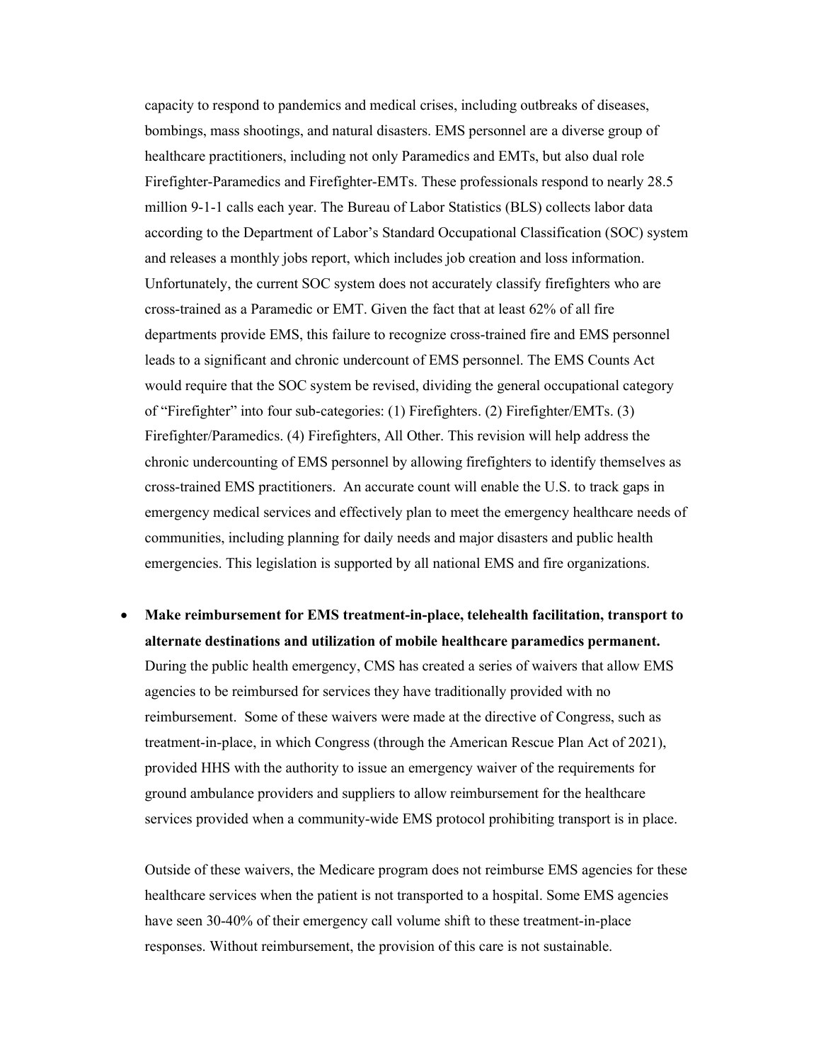capacity to respond to pandemics and medical crises, including outbreaks of diseases, bombings, mass shootings, and natural disasters. EMS personnel are a diverse group of healthcare practitioners, including not only Paramedics and EMTs, but also dual role Firefighter-Paramedics and Firefighter-EMTs. These professionals respond to nearly 28.5 million 9-1-1 calls each year. The Bureau of Labor Statistics (BLS) collects labor data according to the Department of Labor's Standard Occupational Classification (SOC) system and releases a monthly jobs report, which includes job creation and loss information. Unfortunately, the current SOC system does not accurately classify firefighters who are cross-trained as a Paramedic or EMT. Given the fact that at least 62% of all fire departments provide EMS, this failure to recognize cross-trained fire and EMS personnel leads to a significant and chronic undercount of EMS personnel. The EMS Counts Act would require that the SOC system be revised, dividing the general occupational category of "Firefighter" into four sub-categories: (1) Firefighters. (2) Firefighter/EMTs. (3) Firefighter/Paramedics. (4) Firefighters, All Other. This revision will help address the chronic undercounting of EMS personnel by allowing firefighters to identify themselves as cross-trained EMS practitioners. An accurate count will enable the U.S. to track gaps in emergency medical services and effectively plan to meet the emergency healthcare needs of communities, including planning for daily needs and major disasters and public health emergencies. This legislation is supported by all national EMS and fire organizations.

- **Make reimbursement for EMS treatment-in-place, telehealth facilitation, transport to alternate destinations and utilization of mobile healthcare paramedics permanent.** During the public health emergency, CMS has created a series of waivers that allow EMS agencies to be reimbursed for services they have traditionally provided with no reimbursement. Some of these waivers were made at the directive of Congress, such as treatment-in-place, in which Congress (through the American Rescue Plan Act of 2021), provided HHS with the authority to issue an emergency waiver of the requirements for ground ambulance providers and suppliers to allow reimbursement for the healthcare services provided when a community-wide EMS protocol prohibiting transport is in place.

  Outside of these waivers, the Medicare program does not reimburse EMS agencies for these healthcare services when the patient is not transported to a hospital. Some EMS agencies have seen 30-40% of their emergency call volume shift to these treatment-in-place responses. Without reimbursement, the provision of this care is not sustainable.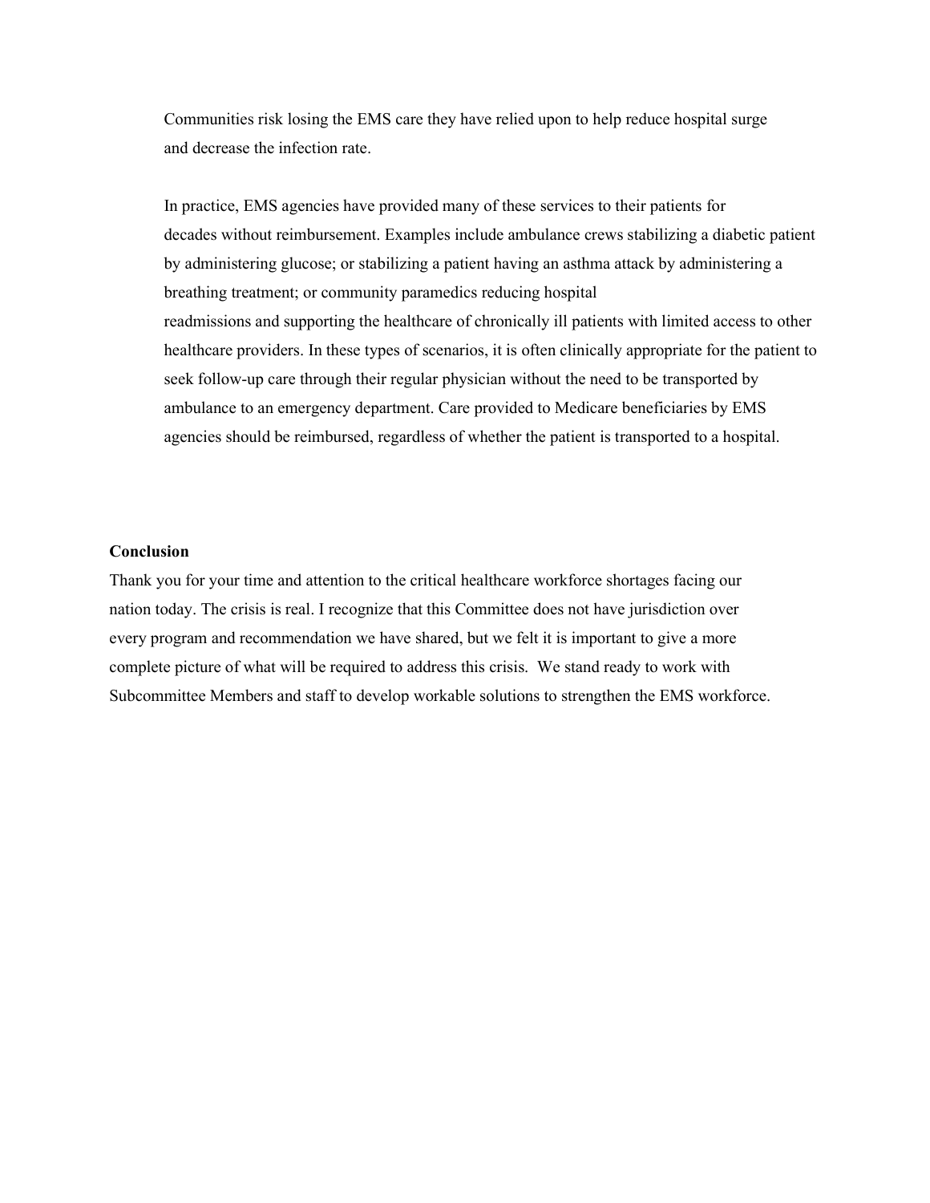Communities risk losing the EMS care they have relied upon to help reduce hospital surge and decrease the infection rate.

In practice, EMS agencies have provided many of these services to their patients for decades without reimbursement. Examples include ambulance crews stabilizing a diabetic patient by administering glucose; or stabilizing a patient having an asthma attack by administering a breathing treatment; or community paramedics reducing hospital readmissions and supporting the healthcare of chronically ill patients with limited access to other healthcare providers. In these types of scenarios, it is often clinically appropriate for the patient to seek follow-up care through their regular physician without the need to be transported by ambulance to an emergency department. Care provided to Medicare beneficiaries by EMS agencies should be reimbursed, regardless of whether the patient is transported to a hospital.

**Conclusion**

Thank you for your time and attention to the critical healthcare workforce shortages facing our nation today. The crisis is real. I recognize that this Committee does not have jurisdiction over every program and recommendation we have shared, but we felt it is important to give a more complete picture of what will be required to address this crisis. We stand ready to work with Subcommittee Members and staff to develop workable solutions to strengthen the EMS workforce.